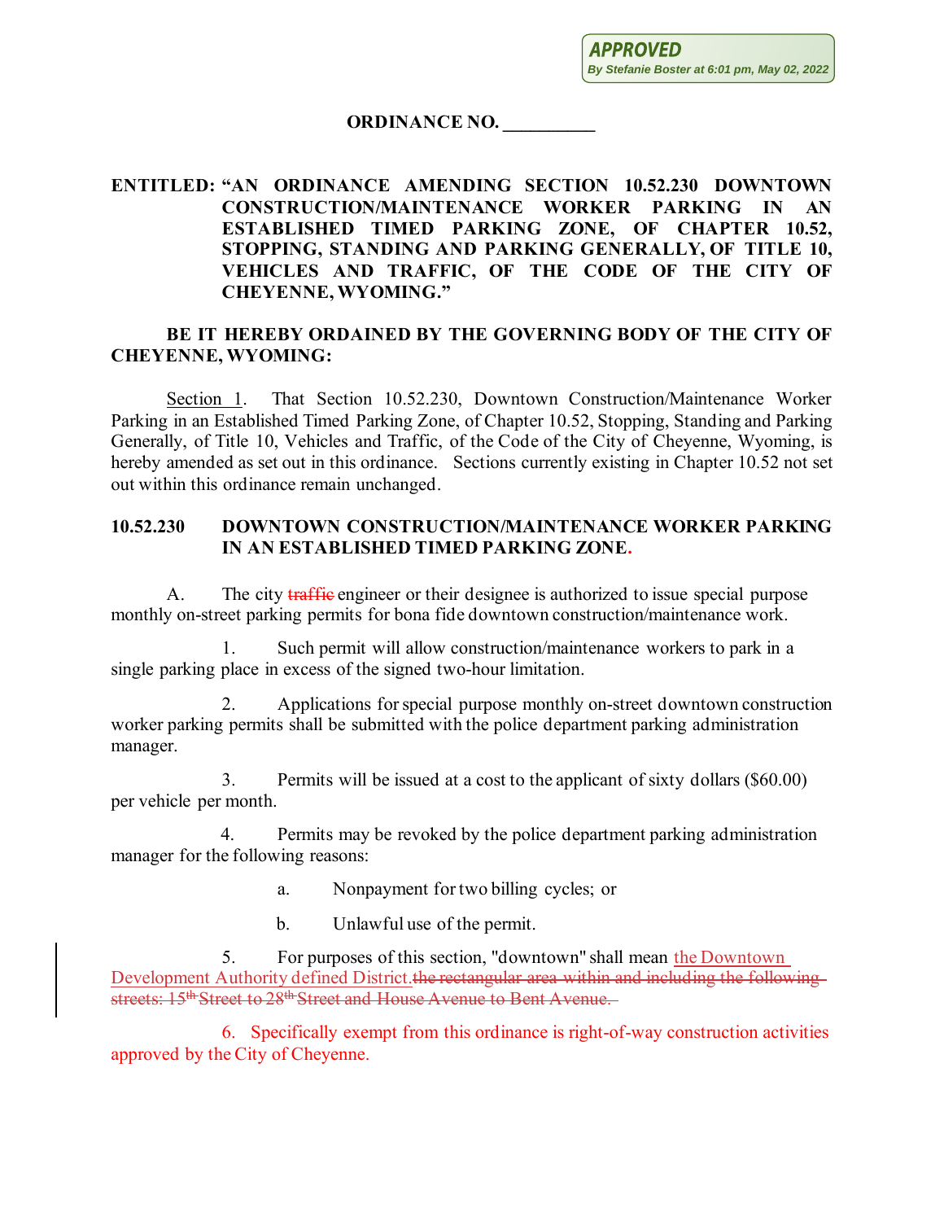APPROVED
By Stefanie Boster at 6:01 pm, May 02, 2022

**ORDINANCE NO. __________**

**ENTITLED: "AN ORDINANCE AMENDING SECTION 10.52.230 DOWNTOWN CONSTRUCTION/MAINTENANCE WORKER PARKING IN AN ESTABLISHED TIMED PARKING ZONE, OF CHAPTER 10.52, STOPPING, STANDING AND PARKING GENERALLY, OF TITLE 10, VEHICLES AND TRAFFIC, OF THE CODE OF THE CITY OF CHEYENNE, WYOMING."**

**BE IT HEREBY ORDAINED BY THE GOVERNING BODY OF THE CITY OF CHEYENNE, WYOMING:**

Section 1. That Section 10.52.230, Downtown Construction/Maintenance Worker Parking in an Established Timed Parking Zone, of Chapter 10.52, Stopping, Standing and Parking Generally, of Title 10, Vehicles and Traffic, of the Code of the City of Cheyenne, Wyoming, is hereby amended as set out in this ordinance. Sections currently existing in Chapter 10.52 not set out within this ordinance remain unchanged.

**10.52.230 DOWNTOWN CONSTRUCTION/MAINTENANCE WORKER PARKING IN AN ESTABLISHED TIMED PARKING ZONE.**

A. The city ~~traffic~~ engineer or their designee is authorized to issue special purpose monthly on-street parking permits for bona fide downtown construction/maintenance work.

1. Such permit will allow construction/maintenance workers to park in a single parking place in excess of the signed two-hour limitation.

2. Applications for special purpose monthly on-street downtown construction worker parking permits shall be submitted with the police department parking administration manager.

3. Permits will be issued at a cost to the applicant of sixty dollars ($60.00) per vehicle per month.

4. Permits may be revoked by the police department parking administration manager for the following reasons:

   a. Nonpayment for two billing cycles; or

   b. Unlawful use of the permit.

5. For purposes of this section, "downtown" shall mean the Downtown Development Authority defined District. ~~the rectangular area within and including the following streets: 15th Street to 28th Street and House Avenue to Bent Avenue.~~

6. Specifically exempt from this ordinance is right-of-way construction activities approved by the City of Cheyenne.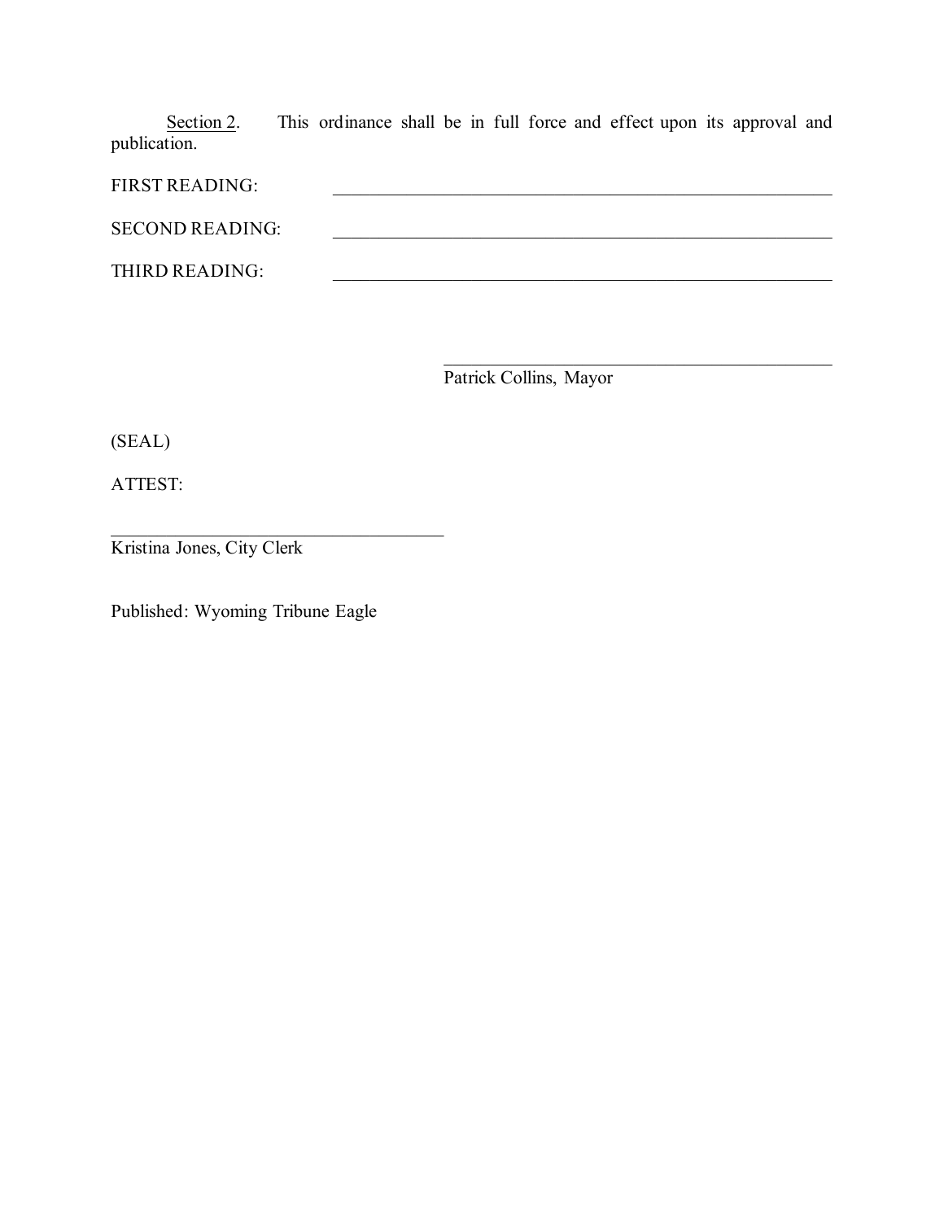Section 2. This ordinance shall be in full force and effect upon its approval and publication.

FIRST READING: ________________________________________

SECOND READING: ________________________________________

THIRD READING: ________________________________________

________________________________________
Patrick Collins, Mayor

(SEAL)

ATTEST:

________________________________________
Kristina Jones, City Clerk

Published: Wyoming Tribune Eagle